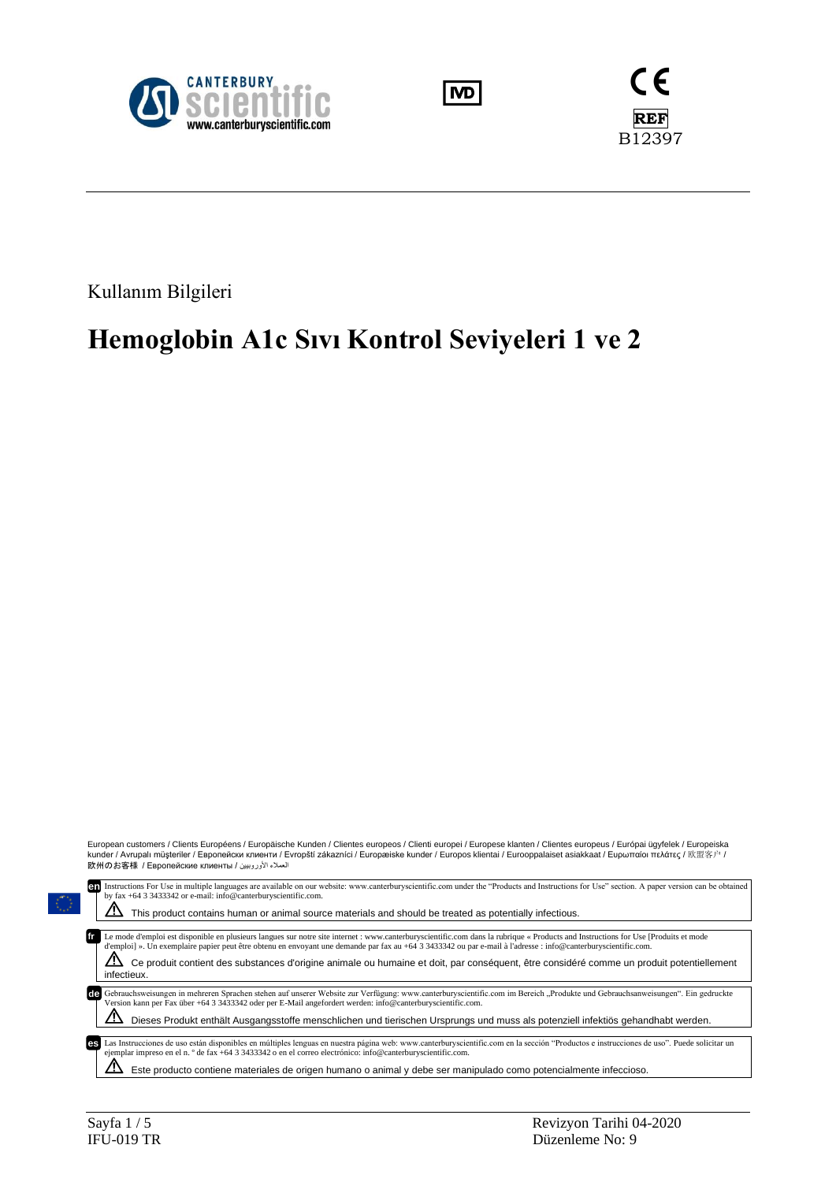CANTERBURY scientific
www.canterburyscientific.com

IVD

CE

REF B12397

Kullanım Bilgileri

# Hemoglobin A1c Sıvı Kontrol Seviyeleri 1 ve 2

European customers / Clients Européens / Europäische Kunden / Clientes europeos / Clienti europei / Europese klanten / Clientes europeus / Európai ügyfelek / Europeiska kunder / Avrupalı müşteriler / Европейски клиенти / Evropští zákazníci / Europæiske kunder / Europos klientai / Eurooppalaiset asiakkaat / Ευρωπαίοι πελάτες / 欧盟客户 / 欧州のお客様 / Европейские клиенты / العملاء الأوروبيين

**en** Instructions For Use in multiple languages are available on our website: www.canterburyscientific.com under the "Products and Instructions for Use" section. A paper version can be obtained by fax +64 3 3433342 or e-mail: info@canterburyscientific.com.

⚠ This product contains human or animal source materials and should be treated as potentially infectious.

**fr** Le mode d'emploi est disponible en plusieurs langues sur notre site internet : www.canterburyscientific.com dans la rubrique « Products and Instructions for Use [Produits et mode d'emploi] ». Un exemplaire papier peut être obtenu en envoyant une demande par fax au +64 3 3433342 ou par e-mail à l'adresse : info@canterburyscientific.com.

⚠ Ce produit contient des substances d'origine animale ou humaine et doit, par conséquent, être considéré comme un produit potentiellement infectieux.

**de** Gebrauchsweisungen in mehreren Sprachen stehen auf unserer Website zur Verfügung: www.canterburyscientific.com im Bereich „Produkte und Gebrauchsanweisungen". Ein gedruckte Version kann per Fax über +64 3 3433342 oder per E-Mail angefordert werden: info@canterburyscientific.com.

⚠ Dieses Produkt enthält Ausgangsstoffe menschlichen und tierischen Ursprungs und muss als potenziell infektiös gehandhabt werden.

**es** Las Instrucciones de uso están disponibles en múltiples lenguas en nuestra página web: www.canterburyscientific.com en la sección "Productos e instrucciones de uso". Puede solicitar un ejemplar impreso en el n. ° de fax +64 3 3433342 o en el correo electrónico: info@canterburyscientific.com.

⚠ Este producto contiene materiales de origen humano o animal y debe ser manipulado como potencialmente infeccioso.

IFU-019 TR

Revizyon Tarihi 04-2020
Düzenleme No: 9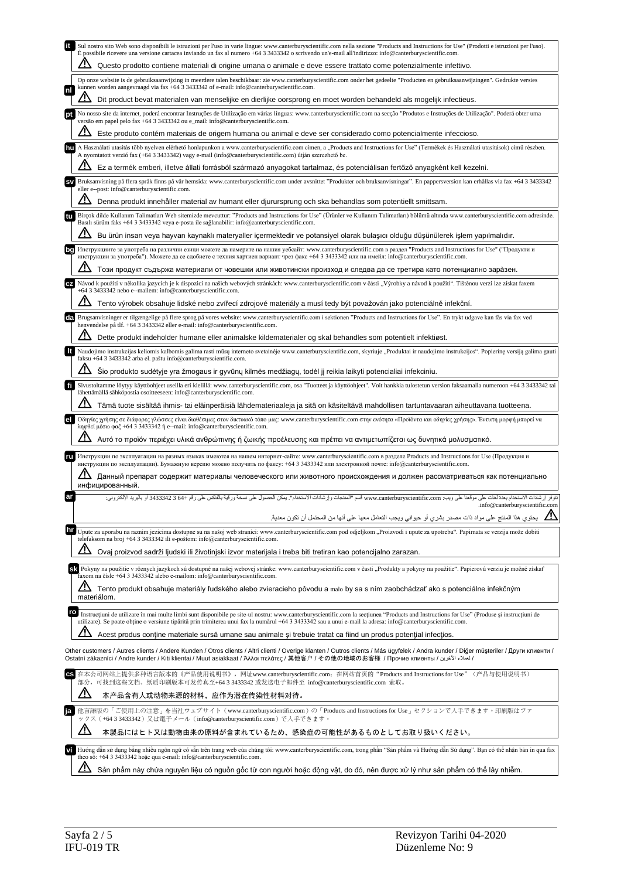**it** Sul nostro sito Web sono disponibili le istruzioni per l'uso in varie lingue: www.canterburyscientific.com nella sezione "Products and Instructions for Use" (Prodotti e istruzioni per l'uso). È possibile ricevere una versione cartacea inviando un fax al numero +64 3 3433342 o scrivendo un'e-mail all'indirizzo: info@canterburyscientific.com.

⚠ Questo prodotto contiene materiali di origine umana o animale e deve essere trattato come potenzialmente infettivo.

**nl** Op onze website is de gebruiksaanwijzing in meerdere talen beschikbaar: zie www.canterburyscientific.com onder het gedeelte "Producten en gebruiksaanwijzingen". Gedrukte versies kunnen worden aangevraagd via fax +64 3 3433342 of e-mail: info@canterburyscientific.com.

⚠ Dit product bevat materialen van menselijke en dierlijke oorsprong en moet worden behandeld als mogelijk infectieus.

**pt** No nosso site da internet, poderá encontrar Instruções de Utilização em várias línguas: www.canterburyscientific.com na secção "Produtos e Instruções de Utilização". Poderá obter uma versão em papel pelo fax +64 3 3433342 ou e_mail: info@canterburyscientific.com.

⚠ Este produto contém materiais de origem humana ou animal e deve ser considerado como potencialmente infeccioso.

**hu** A Használati utasítás több nyelven elérhető honlapunkon a www.canterburyscientific.com címen, a „Products and Instructions for Use" (Termékek és Használati utasítások) című részben. A nyomtatott verzió fax (+64 3 3433342) vagy e-mail (info@canterburyscientific.com) útján szerezhető be.

⚠ Ez a termék emberi, illetve állati forrásból származó anyagokat tartalmaz, és potenciálisan fertőző anyagként kell kezelni.

**sv** Bruksanvisning på flera språk finns på vår hemsida: www.canterburyscientific.com under avsnittet "Produkter och bruksanvisningar". En pappersversion kan erhållas via fax +64 3 3433342 eller e--post: info@canterburyscientific.com.

⚠ Denna produkt innehåller material av humant eller djururshprung och ska behandlas som potentiellt smittsam.

**tu** Birçok dilde Kullanım Talimatları Web sitemizde mevcuttur: "Products and Instructions for Use" (Ürünler ve Kullanım Talimatları) bölümü altında www.canterburyscientific.com adresinde. Basılı sürüm faks +64 3 3433342 veya e-posta ile sağlanabilir: info@canterburyscientific.com.

⚠ Bu ürün insan veya hayvan kaynaklı materyaller içermektedir ve potansiyel olarak bulaşıcı olduğu düşünülerek işlem yapılmalıdır.

**bg** Инструкциите за употреба на различни езици можете да намерите на нашия уебсайт: www.canterburyscientific.com в раздел "Products and Instructions for Use" ("Продукти и инструкции за употреба"). Можете да се сдобиете с техния хартиен вариант чрез факс +64 3 3433342 или на имейл: info@canterburyscientific.com.

⚠ Този продукт съдържа материали от човешки или животински произход и следва да се третира като потенциално зара̀зен.

**cz** Návod k použití v několika jazycích je k dispozici na našich webových stránkách: www.canterburyscientific.com v části „Výrobky a návod k použití". Tištěnou verzi lze získat faxem +64 3 3433342 nebo e--mailem: info@canterburyscientific.com.

⚠ Tento výrobek obsahuje lidské nebo zvířecí zdrojové materiály a musí tedy být považován jako potenciálně infekční.

**da** Brugsanvisninger er tilgængelige på flere sprog på vores website: www.canterburyscientific.com i sektionen "Products and Instructions for Use". En trykt udgave kan fås via fax ved henvendelse på tlf. +64 3 3433342 eller e-mail: info@canterburyscientific.com.

⚠ Dette produkt indeholder humane eller animalske kildematerialer og skal behandles som potentielt infektiøst.

**lt** Naudojimo instrukcijas keliomis kalbomis galima rasti mūsų interneto svetainėje www.canterburyscientific.com, skyriuje „Produktai ir naudojimo instrukcijos". Popierinę versiją galima gauti faksu +64 3 3433342 arba el. paštu info@canterburyscientific.com.

⚠ Šio produkto sudėtyje yra žmogaus ir gyvūnų kilmės medžiagų, todėl jį reikia laikyti potencialiai infekciniu.

**fi** Sivustoltamme löytyy käyttöohjeet useilla eri kielillä: www.canterburyscientific.com, osa "Tuotteet ja käyttöohjeet". Voit hankkia tulostetun version faksaamalla numeroon +64 3 3433342 tai lähettämällä sähköpostia osoitteeseen: info@canterburyscientific.com.

⚠ Tämä tuote sisältää ihmis- tai eläinperäisiä lähdemateriaaleja ja sitä on käsiteltävä mahdollisen tartuntavaaran aiheuttavana tuotteena.

**el** Οδηγίες χρήσης σε διάφορες γλώσσες είναι διαθέσιμες στον δικτυακό τόπο μας: www.canterburyscientific.com στην ενότητα «Προϊόντα και οδηγίες χρήσης». Έντυπη μορφή μπορεί να ληφθεί μέσω φαξ +64 3 3433342 ή e--mail: info@canterburyscientific.com.

⚠ Αυτό το προϊόν περιέχει υλικά ανθρώπινης ή ζωικής προέλευσης και πρέπει να αντιμετωπίζεται ως δυνητικά μολυσματικό.

**ru** Инструкции по эксплуатации на разных языках имеются на нашем интернет-сайте: www.canterburyscientific.com в разделе Products and Instructions for Use (Продукция и инструкции по эксплуатации). Бумажную версию можно получить по факсу: +64 3 3433342 или электронной почте: info@canterburyscientific.com.

⚠ Данный препарат содержит материалы человеческого или животного происхождения и должен рассматриваться как потенциально инфицированный.

**ar** تتوفر إرشادات الاستخدام بعدة لغات على موقعنا على ويب: www.canterburyscientific.com قسم "المنتجات وإرشادات الاستخدام". يمكن الحصول على نسخة ورقية بالفاكس على رقم +64 3 3433342 أو بالبريد الإلكتروني: info@canterburyscientific.com.

⚠ يحتوي هذا المنتج على مواد ذات مصدر بشري أو حيواني ويجب التعامل معها على أنها من المحتمل أن تكون معدية.

**hr** Upute za uporabu na raznim jezicima dostupne su na našoj web stranici: www.canterburyscientific.com pod odjeljkom „Proizvodi i upute za upotrebu". Papirnata se verzija može dobiti telefaksom na broj +64 3 3433342 ili e-poštom: info@canterburyscientific.com.

⚠ Ovaj proizvod sadrži ljudski ili životinjski izvor materijala i treba biti tretiran kao potencijalno zarazan.

**sk** Pokyny na použitie v rôznych jazykoch sú dostupné na našej webovej stránke: www.canterburyscientific.com v časti „Produkty a pokyny na použitie". Papierovú verziu je možné získať faxom na čísle +64 3 3433342 alebo e-mailom: info@canterburyscientific.com.

⚠ Tento produkt obsahuje materiály ľudského alebo zvieracieho pôvodu a malo by sa s ním zaobchádzať ako s potenciálne infekčným materiálom.

**ro** Instrucţiuni de utilizare în mai multe limbi sunt disponibile pe site-ul nostru: www.canterburyscientific.com la secţiunea "Products and Instructions for Use" (Produse şi instrucţiuni de utilizare). Se poate obţine o versiune tipărită prin trimiterea unui fax la numărul +64 3 3433342 sau a unui e-mail la adresa: info@canterburyscientific.com.

⚠ Acest produs conţine materiale sursă umane sau animale şi trebuie tratat ca fiind un produs potenţial infecţios.

Other customers / Autres clients / Andere Kunden / Otros clients / Altri clienti / Overige klanten / Outros clientes / Más ügyfelek / Andra kunder / Diğer müşteriler / Други клиенти / Ostatní zákazníci / Andre kunder / Kiti klientai / Muut asiakkaat / Άλλοι πελάτες / 其他客户 / その他の地域のお客様 / Прочие клиенты / لعملاء الأخرين /

**cs** 在本公司网站上提供多种语言版本的《产品使用说明书》，网址www.canterburyscientific.com；在网站首页的"Products and Instructions for Use"（产品与使用说明书）部分，可找到这些文档。纸质印刷版本可发传真至+64 3 3433342 或发送电子邮件至 info@canterburyscientific.com 索取。

⚠ 本产品含有人或动物来源的材料，应作为潜在传染性材料对待。

**ja** 他言語版の「ご使用上の注意」を当社ウェブサイト（www.canterburyscientific.com）の「Products and Instructions for Use」セクションで入手できます。印刷版はファックス（+64 3 3433342）又は電子メール（info@canterburyscientific.com）で入手できます。

⚠ 本製品にはヒト又は動物由来の原料が含まれているため、感染症の可能性があるものとしてお取り扱いください。

**vi** Hướng dẫn sử dụng bằng nhiều ngôn ngữ có sẵn trên trang web của chúng tôi: www.canterburyscientific.com, trong phần "Sản phẩm và Hướng dẫn Sử dụng". Bạn có thể nhận bản in qua fax theo số: +64 3 3433342 hoặc qua e-mail: info@canterburyscientific.com.

⚠ Sản phẩm này chứa nguyên liệu có nguồn gốc từ con người hoặc động vật, do đó, nên được xử lý như sản phẩm có thể lây nhiễm.

IFU-019 TR

Revizyon Tarihi 04-2020
Düzenleme No: 9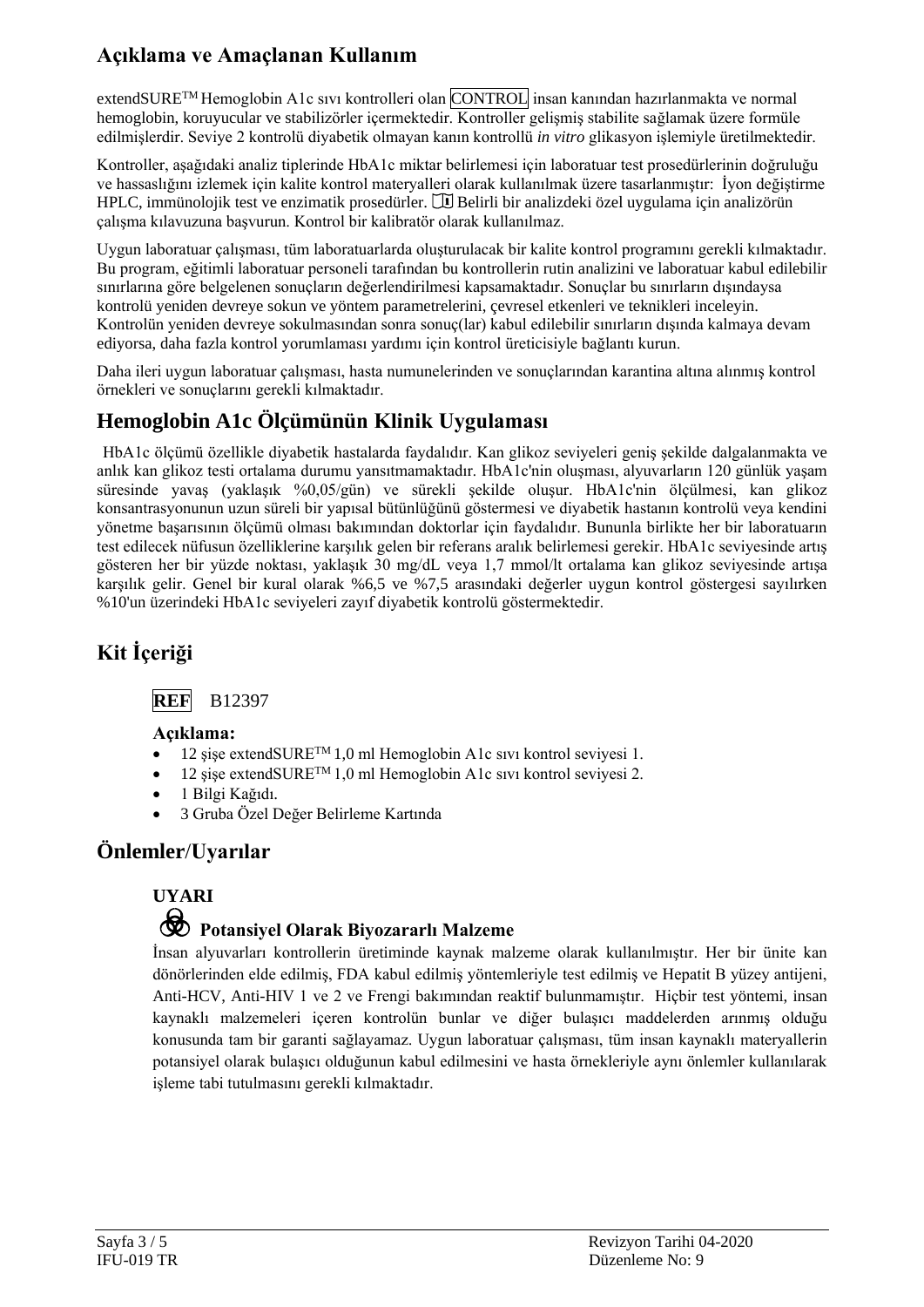## Açıklama ve Amaçlanan Kullanım

extendSURE™ Hemoglobin A1c sıvı kontrolleri olan CONTROL insan kanından hazırlanmakta ve normal hemoglobin, koruyucular ve stabilizörler içermektedir. Kontroller gelişmiş stabilite sağlamak üzere formüle edilmişlerdir. Seviye 2 kontrolü diyabetik olmayan kanın kontrollü *in vitro* glikasyon işlemiyle üretilmektedir.

Kontroller, aşağıdaki analiz tiplerinde HbA1c miktar belirlemesi için laboratuar test prosedürlerinin doğruluğu ve hassaslığını izlemek için kalite kontrol materyalleri olarak kullanılmak üzere tasarlanmıştır: İyon değiştirme HPLC, immünolojik test ve enzimatik prosedürler. Belirli bir analizdeki özel uygulama için analizörün çalışma kılavuzuna başvurun. Kontrol bir kalibratör olarak kullanılmaz.

Uygun laboratuar çalışması, tüm laboratuarlarda oluşturulacak bir kalite kontrol programını gerekli kılmaktadır. Bu program, eğitimli laboratuar personeli tarafından bu kontrollerin rutin analizini ve laboratuar kabul edilebilir sınırlarına göre belgelenen sonuçların değerlendirilmesi kapsamaktadır. Sonuçlar bu sınırların dışındaysa kontrolü yeniden devreye sokun ve yöntem parametrelerini, çevresel etkenleri ve teknikleri inceleyin. Kontrolün yeniden devreye sokulmasından sonra sonuç(lar) kabul edilebilir sınırların dışında kalmaya devam ediyorsa, daha fazla kontrol yorumlaması yardımı için kontrol üreticisiyle bağlantı kurun.

Daha ileri uygun laboratuar çalışması, hasta numunelerinden ve sonuçlarından karantina altına alınmış kontrol örnekleri ve sonuçlarını gerekli kılmaktadır.

## Hemoglobin A1c Ölçümünün Klinik Uygulaması

HbA1c ölçümü özellikle diyabetik hastalarda faydalıdır. Kan glikoz seviyeleri geniş şekilde dalgalanmakta ve anlık kan glikoz testi ortalama durumu yansıtmamaktadır. HbA1c'nin oluşması, alyuvarların 120 günlük yaşam süresinde yavaş (yaklaşık %0,05/gün) ve sürekli şekilde oluşur. HbA1c'nin ölçülmesi, kan glikoz konsantrasyonunun uzun süreli bir yapısal bütünlüğünü göstermesi ve diyabetik hastanın kontrolü veya kendini yönetme başarısının ölçümü olması bakımından doktorlar için faydalıdır. Bununla birlikte her bir laboratuarın test edilecek nüfusun özelliklerine karşılık gelen bir referans aralık belirlemesi gerekir. HbA1c seviyesinde artış gösteren her bir yüzde noktası, yaklaşık 30 mg/dL veya 1,7 mmol/lt ortalama kan glikoz seviyesinde artışa karşılık gelir. Genel bir kural olarak %6,5 ve %7,5 arasındaki değerler uygun kontrol göstergesi sayılırken %10'un üzerindeki HbA1c seviyeleri zayıf diyabetik kontrolü göstermektedir.

## Kit İçeriği

**REF** B12397

**Açıklama:**

- 12 şişe extendSURE™ 1,0 ml Hemoglobin A1c sıvı kontrol seviyesi 1.
- 12 şişe extendSURE™ 1,0 ml Hemoglobin A1c sıvı kontrol seviyesi 2.
- 1 Bilgi Kağıdı.
- 3 Gruba Özel Değer Belirleme Kartında

## Önlemler/Uyarılar

**UYARI**

**Potansiyel Olarak Biyozararlı Malzeme**

İnsan alyuvarları kontrollerin üretiminde kaynak malzeme olarak kullanılmıştır. Her bir ünite kan dönörlerinden elde edilmiş, FDA kabul edilmiş yöntemleriyle test edilmiş ve Hepatit B yüzey antijeni, Anti-HCV, Anti-HIV 1 ve 2 ve Frengi bakımından reaktif bulunmamıştır. Hiçbir test yöntemi, insan kaynaklı malzemeleri içeren kontrolün bunlar ve diğer bulaşıcı maddelerden arınmış olduğu konusunda tam bir garanti sağlayamaz. Uygun laboratuar çalışması, tüm insan kaynaklı materyallerin potansiyel olarak bulaşıcı olduğunun kabul edilmesini ve hasta örnekleriyle aynı önlemler kullanılarak işleme tabi tutulmasını gerekli kılmaktadır.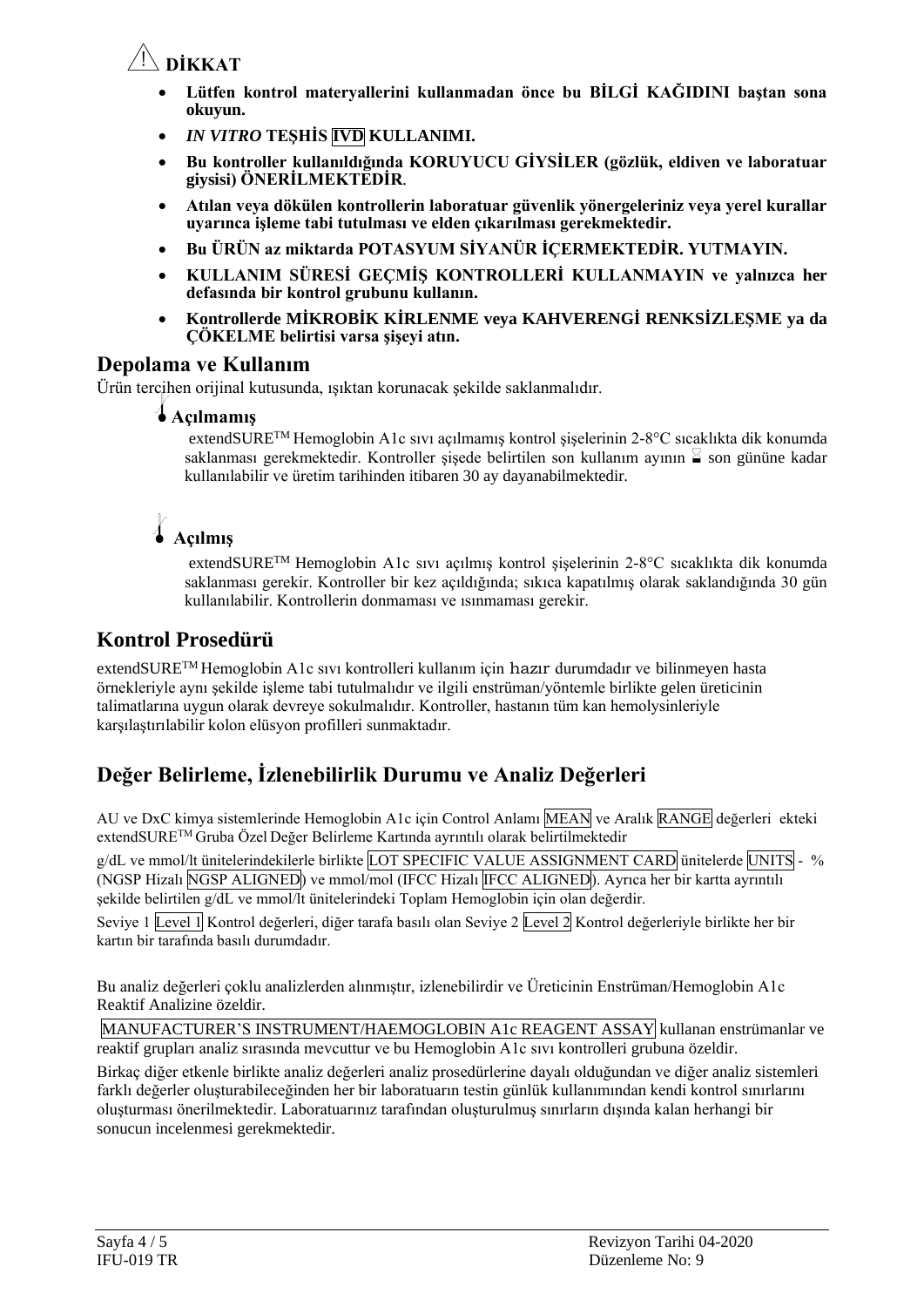## ⚠ DİKKAT

- **Lütfen kontrol materyallerini kullanmadan önce bu BİLGİ KAĞIDINI baştan sona okuyun.**
- ***IN VITRO* TEŞHİS IVD KULLANIMI.**
- **Bu kontroller kullanıldığında KORUYUCU GİYSİLER (gözlük, eldiven ve laboratuar giysisi) ÖNERİLMEKTEDİR.**
- **Atılan veya dökülen kontrollerin laboratuar güvenlik yönergeleriniz veya yerel kurallar uyarınca işleme tabi tutulması ve elden çıkarılması gerekmektedir.**
- **Bu ÜRÜN az miktarda POTASYUM SİYANÜR İÇERMEKTEDİR. YUTMAYIN.**
- **KULLANIM SÜRESİ GEÇMİŞ KONTROLLERİ KULLANMAYIN ve yalnızca her defasında bir kontrol grubunu kullanın.**
- **Kontrollerde MİKROBİK KİRLENME veya KAHVERENGİ RENKSİZLEŞME ya da ÇÖKELME belirtisi varsa şişeyi atın.**

## Depolama ve Kullanım

Ürün tercihen orijinal kutusunda, ışıktan korunacak şekilde saklanmalıdır.

**Açılmamış**

extendSURE™ Hemoglobin A1c sıvı açılmamış kontrol şişelerinin 2-8°C sıcaklıkta dik konumda saklanması gerekmektedir. Kontroller şişede belirtilen son kullanım ayının son gününe kadar kullanılabilir ve üretim tarihinden itibaren 30 ay dayanabilmektedir.

**Açılmış**

extendSURE™ Hemoglobin A1c sıvı açılmış kontrol şişelerinin 2-8°C sıcaklıkta dik konumda saklanması gerekir. Kontroller bir kez açıldığında; sıkıca kapatılmış olarak saklandığında 30 gün kullanılabilir. Kontrollerin donmaması ve ısınmaması gerekir.

## Kontrol Prosedürü

extendSURE™ Hemoglobin A1c sıvı kontrolleri kullanım için hazır durumdadır ve bilinmeyen hasta örnekleriyle aynı şekilde işleme tabi tutulmalıdır ve ilgili enstrüman/yöntemle birlikte gelen üreticinin talimatlarına uygun olarak devreye sokulmalıdır. Kontroller, hastanın tüm kan hemolysinleriyle karşılaştırılabilir kolon elüsyon profilleri sunmaktadır.

## Değer Belirleme, İzlenebilirlik Durumu ve Analiz Değerleri

AU ve DxC kimya sistemlerinde Hemoglobin A1c için Control Anlamı MEAN ve Aralık RANGE değerleri ekteki extendSURE™ Gruba Özel Değer Belirleme Kartında ayrıntılı olarak belirtilmektedir

g/dL ve mmol/lt ünitelerindekilerle birlikte LOT SPECIFIC VALUE ASSIGNMENT CARD ünitelerde UNITS - % (NGSP Hizalı NGSP ALIGNED) ve mmol/mol (IFCC Hizalı IFCC ALIGNED). Ayrıca her bir kartta ayrıntılı şekilde belirtilen g/dL ve mmol/lt ünitelerindeki Toplam Hemoglobin için olan değerdir.

Seviye 1 Level 1 Kontrol değerleri, diğer tarafa basılı olan Seviye 2 Level 2 Kontrol değerleriyle birlikte her bir kartın bir tarafında basılı durumdadır.

Bu analiz değerleri çoklu analizlerden alınmıştır, izlenebilirdir ve Üreticinin Enstrüman/Hemoglobin A1c Reaktif Analizine özeldir.

MANUFACTURER'S INSTRUMENT/HAEMOGLOBIN A1c REAGENT ASSAY kullanan enstrümanlar ve reaktif grupları analiz sırasında mevcuttur ve bu Hemoglobin A1c sıvı kontrolleri grubuna özeldir.

Birkaç diğer etkenle birlikte analiz değerleri analiz prosedürlerine dayalı olduğundan ve diğer analiz sistemleri farklı değerler oluşturabileceğinden her bir laboratuarın testin günlük kullanımından kendi kontrol sınırlarını oluşturması önerilmektedir. Laboratuarınız tarafından oluşturulmuş sınırların dışında kalan herhangi bir sonucun incelenmesi gerekmektedir.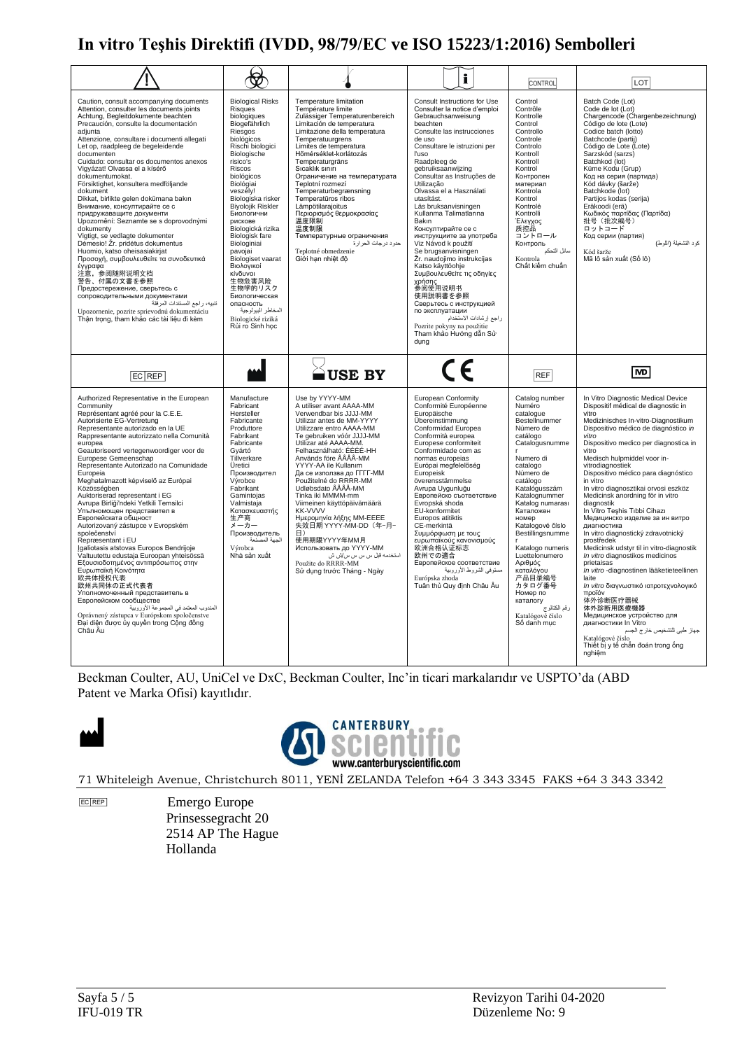# In vitro Teşhis Direktifi (IVDD, 98/79/EC ve ISO 15223/1:2016) Sembolleri

| ⚠ | ☣ | 🌡 | i | CONTROL | LOT |
|---|---|---|---|---|---|
| Caution, consult accompanying documents<br>Attention, consulter les documents joints<br>Achtung, Begleitdokumente beachten<br>Precaución, consulte la documentación adjunta<br>Attenzione, consultare i documenti allegati<br>Let op, raadpleeg de begeleidende documenten<br>Cuidado: consultar os documentos anexos<br>Vigyázat! Olvassa el a kísérő dokumentumokat.<br>Försiktighet, konsultera medföljande dokument<br>Dikkat, birlikte gelen doküman bakın<br>Внимание, консултирайте се с придружаващите документи<br>Upozornění: Seznamte se s doprovodnými dokumenty<br>Vigtigt, se vedlagte dokumenter<br>Dėmesio! Žr. pridėtus dokumentus<br>Huomio, katso oheisasiakirjat<br>Προσοχή, συμβουλευθείτε τα συνοδευτικά έγγραφα<br>注意，参阅随附说明文档<br>警告、付属の文書を参照<br>Предостережение, сверьтесь с сопроводительными документами<br>تنبيه، راجع المستندات المرفقة<br>Upozornenie, pozrite sprievodnú dokumentáciu<br>Thận trọng, tham khảo các tài liệu đi kèm | Biological Risks<br>Risques biologiques<br>Biogefährlich<br>Riesgos biológicos<br>Rischi biologici<br>Biologische risico's<br>Riscos biológicos<br>Biológiai veszély!<br>Biologiska risker<br>Biyolojik Riskler<br>Биологични рискове<br>Biologická rizika<br>Biologisk fare<br>Biologiniai pavojai<br>Biologiset vaarat<br>Βιολογικοί κίνδυνοι<br>生物危害风险<br>生物学的リスク<br>Биологическая опасность<br>المخاطر البيولوجية<br>Biologické riziká<br>Rủi ro Sinh học | Temperature limitation<br>Température limite<br>Zulässiger Temperaturenbereich<br>Limitación de temperatura<br>Limitazione della temperatura<br>Temperatuurgrens<br>Limites de temperatura<br>Hőmérséklet-korlátozás<br>Temperaturgräns<br>Sıcaklık sınırı<br>Ограничение на температура<br>Teplotní rozmezí<br>Temperaturbegrænsning<br>Temperatūros ribos<br>Lämpötilarajoitus<br>Περιορισμός θερμοκρασίας<br>温度限制<br>温度制限<br>Температурные ограничения<br>حدود درجات الحرارة<br>Teplotné obmedzenie<br>Giới hạn nhiệt độ | Consult Instructions for Use<br>Consulter la notice d'emploi<br>Gebrauchsanweisung beachten<br>Consulte las instrucciones de uso<br>Consultare le istruzioni per l'uso<br>Raadpleeg de gebruiksaanwijzing<br>Consultar as Instruções de Utilização<br>Olvassa el a Használati utasítást.<br>Läs bruksanvisningen<br>Kullanma Talimatlarına Bakın<br>Консултирайте се с инструкциите за употреба<br>Viz Návod k použití<br>Se brugsanvisningen<br>Žr. naudojimo instrukcijas<br>Katso käyttöohje<br>Συμβουλευθείτε τις οδηγίες χρήσης<br>参阅使用说明书<br>使用説明書を参照<br>Сверьтесь с инструкцией по эксплуатации<br>راجع إرشادات الاستخدام<br>Pozrite pokyny na použitie<br>Tham khảo Hướng dẫn Sử dụng | Control<br>Contrôle<br>Kontrolle<br>Control<br>Controllo<br>Controle<br>Controlo<br>Kontroll<br>Kontroll<br>Kontrol<br>Контролен материал<br>Kontrola<br>Kontrol<br>Kontrolė<br>Kontrolli<br>Έλεγχος<br>质控品<br>コントロール<br>Контроль<br>سائل التحكم<br>Kontrola<br>Chất kiểm chuẩn | Batch Code (Lot)<br>Code de lot (Lot)<br>Chargencode (Chargenbezeichnung)<br>Código de lote (Lote)<br>Codice batch (lotto)<br>Batchcode (partij)<br>Código de Lote (Lote)<br>Sarzskód (sarzs)<br>Batchkod (lot)<br>Küme Kodu (Grup)<br>Код на серия (партида)<br>Kód dávky (šarže)<br>Batchkode (lot)<br>Partijos kodas (serija)<br>Eräkoodi (erä)<br>Κωδικός παρτίδας (Παρτίδα)<br>批号（批次编号）<br>ロットコード<br>Код серии (партия)<br>كود التشغيلة (اللوط)<br>Kód šarže<br>Mã lô sản xuất (Số lô) |
| EC REP | 🏭 | ⌛ USE BY | CE | REF | IVD |
| Authorized Representative in the European Community<br>Représentant agréé pour la C.E.E.<br>Autorisierte EG-Vertretung<br>Representante autorizado en la UE<br>Rappresentante autorizzato nella Comunità europea<br>Geautoriseerd vertegenwoordiger voor de Europese Gemeenschap<br>Representante Autorizado na Comunidade Europeia<br>Meghatalmazott képviselő az Európai Közösségben<br>Auktoriserad representant i EG<br>Avrupa Birliği'ndeki Yetkili Temsilci<br>Упълномощен представител в Европейската общност<br>Autorizovaný zástupce v Evropském společenství<br>Repræsentant i EU<br>Įgaliotasis atstovas Europos Bendrijoje<br>Valtuutettu edustaja Euroopan yhteisössä<br>Εξουσιοδοτημένος αντιπρόσωπος στην Ευρωπαϊκή Κοινότητα<br>欧共体授权代表<br>欧州共同体の正式代表者<br>Уполномоченный представитель в Европейском сообществе<br>المندوب المعتمد في المجموعة الأوروبية<br>Oprávnený zástupca v Európskom spoločenstve<br>Đại diện được ủy quyền trong Cộng đồng Châu Âu | Manufacture<br>Fabricant<br>Hersteller<br>Fabricante<br>Produttore<br>Fabrikant<br>Fabricante<br>Gyártó<br>Tillverkare<br>Üretici<br>Производител<br>Výrobce<br>Fabrikant<br>Gamintojas<br>Valmistaja<br>Κατασκευαστής<br>生产商<br>メーカー<br>Производитель<br>الجهة المصنعة<br>Výrobca<br>Nhà sản xuất | Use by YYYY-MM<br>A utiliser avant AAAA-MM<br>Verwendbar bis JJJJ-MM<br>Utilizar antes de MM-YYYY<br>Utilizzare entro AAAA-MM<br>Te gebruiken vóór JJJJ-MM<br>Utilizar até AAAA-MM.<br>Felhasználható: ÉÉÉÉ-HH<br>Används före ÅÅÅÅ-MM<br>YYYY-AA ile Kullanım<br>Да се използва до ГГГГ-ММ<br>Použitelné do RRRR-MM<br>Udløbsdato ÅÅÅÅ-MM<br>Tinka iki MMMM-mm<br>Viimeinen käyttöpäivämäärä KK-VVVV<br>Ημερομηνία λήξης MM-EEEE<br>失效日期 YYYY-MM-DD（年-月-日）<br>使用期限YYYY年MM月<br>Использовать до YYYY-MM<br>استخدمه قبل س س س س/ش ش<br>Použite do RRRR-MM<br>Sử dụng trước Tháng - Ngày | European Conformity<br>Conformité Européenne<br>Europäische Übereinstimmung<br>Conformidad Europea<br>Conformità europea<br>Europese conformiteit<br>Conformidade com as normas europeias<br>Európai megfelelőség<br>Europeisk överensstämmelse<br>Avrupa Uygunluğu<br>Европейско съответствие<br>Evropská shoda<br>EU-konformitet<br>Europos atitiktis<br>CE-merkintä<br>Συμμόρφωση με τους ευρωπαϊκούς κανονισμούς<br>欧洲合格认证标志<br>欧州での適合<br>Европейское соответствие<br>مستوفي الشروط الأوروبية<br>Európska zhoda<br>Tuân thủ Quy định Châu Âu | Catalog number<br>Numéro catalogue<br>Bestellnummer<br>Número de catálogo<br>Catalogusnummer<br>Numero di catalogo<br>Número de catálogo<br>Katalógusszám<br>Katalognummer<br>Katalog numarası<br>Каталожен номер<br>Katalogové číslo<br>Bestillingsnummer<br>Katalogo numeris<br>Luettelonumero<br>Αριθμός καταλόγου<br>产品目录编号<br>カタログ番号<br>Номер по каталогу<br>رقم الكتالوج<br>Katalógové číslo<br>Số danh mục | In Vitro Diagnostic Medical Device<br>Dispositif médical de diagnostic in vitro<br>Medizinisches In-vitro-Diagnostikum<br>Dispositivo médico de diagnóstico *in vitro*<br>Dispositivo medico per diagnostica in vitro<br>Medisch hulpmiddel voor in-vitrodiagnostiek<br>Dispositivo médico para diagnóstico in vitro<br>In vitro diagnosztikai orvosi eszköz<br>Medicinsk anordning för in vitro diagnostik<br>In Vitro Teşhis Tıbbi Cihazı<br>Медицинско изделие за ин витро диагностика<br>In vitro diagnostický zdravotnický prostředek<br>Medicinsk udstyr til in vitro-diagnostik<br>*In vitro* diagnostikos medicinos prietaisas<br>*In vitro* -diagnostinen lääkinnällinen laite<br>*In vitro* διαγνωστικό ιατροτεχνολογικό προϊόν<br>体外诊断医疗器械<br>体外診断用医療機器<br>Медицинское устройство для диагностики In Vitro<br>جهاز طبي للتشخيص خارج الجسم<br>Katalógové číslo<br>Thiết bị y tế chẩn đoán trong ống nghiệm |

Beckman Coulter, AU, UniCel ve DxC, Beckman Coulter, Inc'in ticari markalarıdır ve USPTO'da (ABD Patent ve Marka Ofisi) kayıtlıdır.

CANTERBURY scientific
www.canterburyscientific.com

71 Whiteleigh Avenue, Christchurch 8011, YENİ ZELANDA Telefon +64 3 343 3345 FAKS +64 3 343 3342

EC REP
Emergo Europe
Prinsessegracht 20
2514 AP The Hague
Hollanda

Sayfa 5 / 5
IFU-019 TR

Revizyon Tarihi 04-2020
Düzenleme No: 9